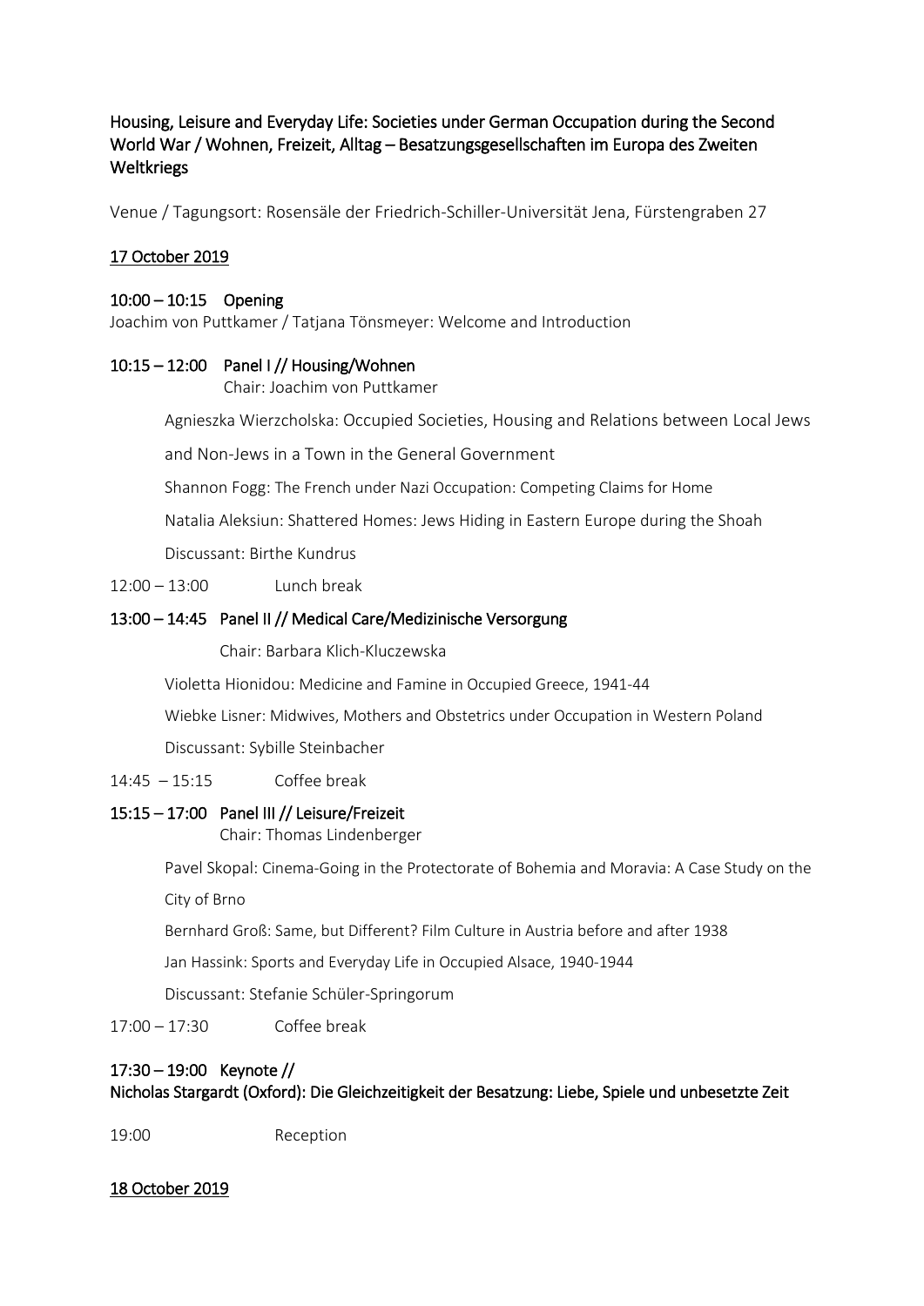# Housing, Leisure and Everyday Life: Societies under German Occupation during the Second World War / Wohnen, Freizeit, Alltag – Besatzungsgesellschaften im Europa des Zweiten Weltkriegs

Venue / Tagungsort: Rosensäle der Friedrich-Schiller-Universität Jena, Fürstengraben 27

## 17 October 2019

### 10:00 – 10:15 Opening

Joachim von Puttkamer / Tatjana Tönsmeyer: Welcome and Introduction

### 10:15 – 12:00 Panel I // Housing/Wohnen

Chair: Joachim von Puttkamer

Agnieszka Wierzcholska: Occupied Societies, Housing and Relations between Local Jews and Non-Jews in a Town in the General Government

Shannon Fogg: The French under Nazi Occupation: Competing Claims for Home

Natalia Aleksiun: Shattered Homes: Jews Hiding in Eastern Europe during the Shoah

Discussant: Birthe Kundrus

12:00 – 13:00 Lunch break

### 13:00 – 14:45 Panel II // Medical Care/Medizinische Versorgung

Chair: Barbara Klich-Kluczewska

Violetta Hionidou: Medicine and Famine in Occupied Greece, 1941-44

Wiebke Lisner: Midwives, Mothers and Obstetrics under Occupation in Western Poland

Discussant: Sybille Steinbacher

14:45 – 15:15 Coffee break

### 15:15 – 17:00 Panel III // Leisure/Freizeit

Chair: Thomas Lindenberger

Pavel Skopal: Cinema-Going in the Protectorate of Bohemia and Moravia: A Case Study on the City of Brno

Bernhard Groß: Same, but Different? Film Culture in Austria before and after 1938

Jan Hassink: Sports and Everyday Life in Occupied Alsace, 1940-1944

Discussant: Stefanie Schüler-Springorum

17:00 – 17:30 Coffee break

### 17:30 – 19:00 Keynote // Nicholas Stargardt (Oxford): Die Gleichzeitigkeit der Besatzung: Liebe, Spiele und unbesetzte Zeit

19:00 Reception

## 18 October 2019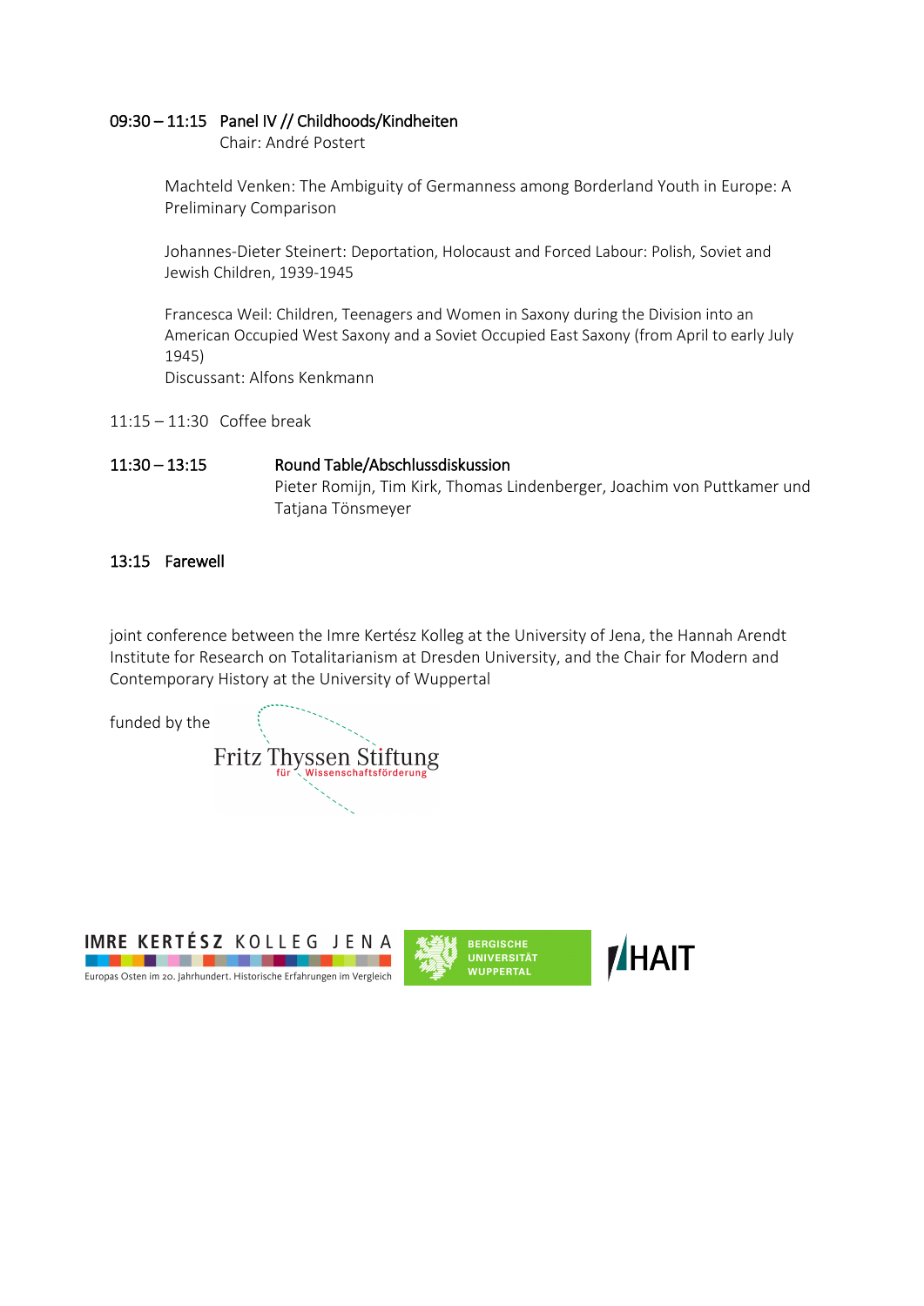**09:30 – 11:15 Panel IV // Childhoods/Kindheiten**
Chair: André Postert

Machteld Venken: The Ambiguity of Germanness among Borderland Youth in Europe: A Preliminary Comparison

Johannes-Dieter Steinert: Deportation, Holocaust and Forced Labour: Polish, Soviet and Jewish Children, 1939-1945

Francesca Weil: Children, Teenagers and Women in Saxony during the Division into an American Occupied West Saxony and a Soviet Occupied East Saxony (from April to early July 1945)
Discussant: Alfons Kenkmann

11:15 – 11:30 Coffee break

**11:30 – 13:15 Round Table/Abschlussdiskussion**
Pieter Romijn, Tim Kirk, Thomas Lindenberger, Joachim von Puttkamer und Tatjana Tönsmeyer

**13:15 Farewell**

joint conference between the Imre Kertész Kolleg at the University of Jena, the Hannah Arendt Institute for Research on Totalitarianism at Dresden University, and the Chair for Modern and Contemporary History at the University of Wuppertal

funded by the

Fritz Thyssen Stiftung für Wissenschaftsförderung

IMRE KERTÉSZ KOLLEG JENA
Europas Osten im 20. Jahrhundert. Historische Erfahrungen im Vergleich

BERGISCHE UNIVERSITÄT WUPPERTAL

HAIT